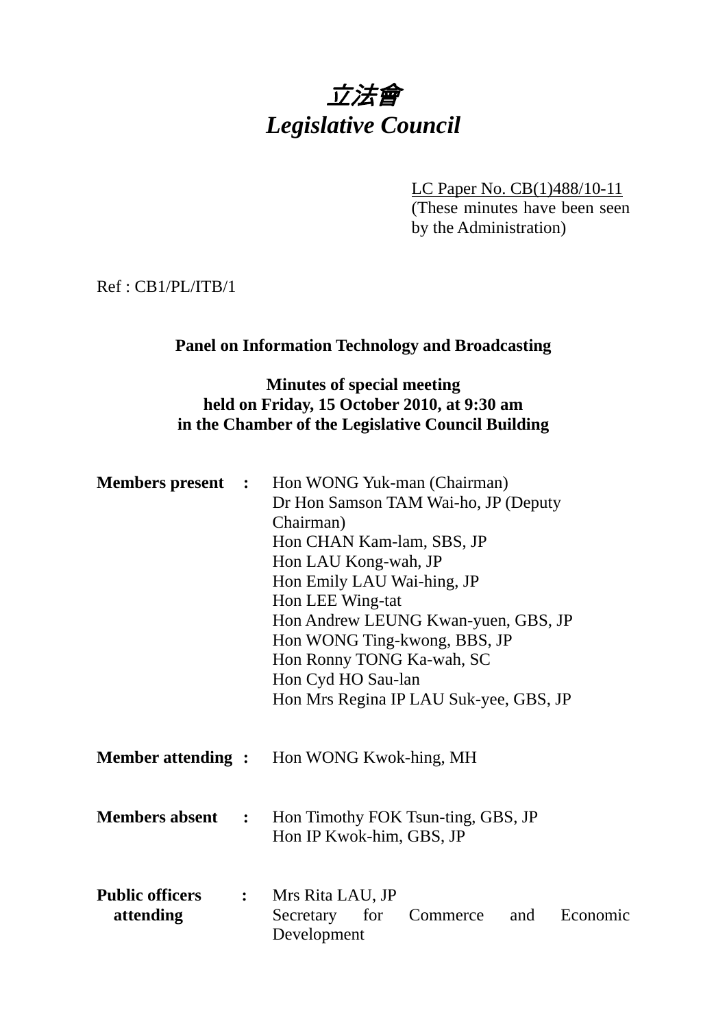# 立法會
# *Legislative Council*

LC Paper No. CB(1)488/10-11
(These minutes have been seen by the Administration)

Ref : CB1/PL/ITB/1

**Panel on Information Technology and Broadcasting**

**Minutes of special meeting**
**held on Friday, 15 October 2010, at 9:30 am**
**in the Chamber of the Legislative Council Building**

**Members present :**

Hon WONG Yuk-man (Chairman)
Dr Hon Samson TAM Wai-ho, JP (Deputy Chairman)
Hon CHAN Kam-lam, SBS, JP
Hon LAU Kong-wah, JP
Hon Emily LAU Wai-hing, JP
Hon LEE Wing-tat
Hon Andrew LEUNG Kwan-yuen, GBS, JP
Hon WONG Ting-kwong, BBS, JP
Hon Ronny TONG Ka-wah, SC
Hon Cyd HO Sau-lan
Hon Mrs Regina IP LAU Suk-yee, GBS, JP

**Member attending :**

Hon WONG Kwok-hing, MH

**Members absent :**

Hon Timothy FOK Tsun-ting, GBS, JP
Hon IP Kwok-him, GBS, JP

**Public officers attending :**

Mrs Rita LAU, JP
Secretary for Commerce and Economic Development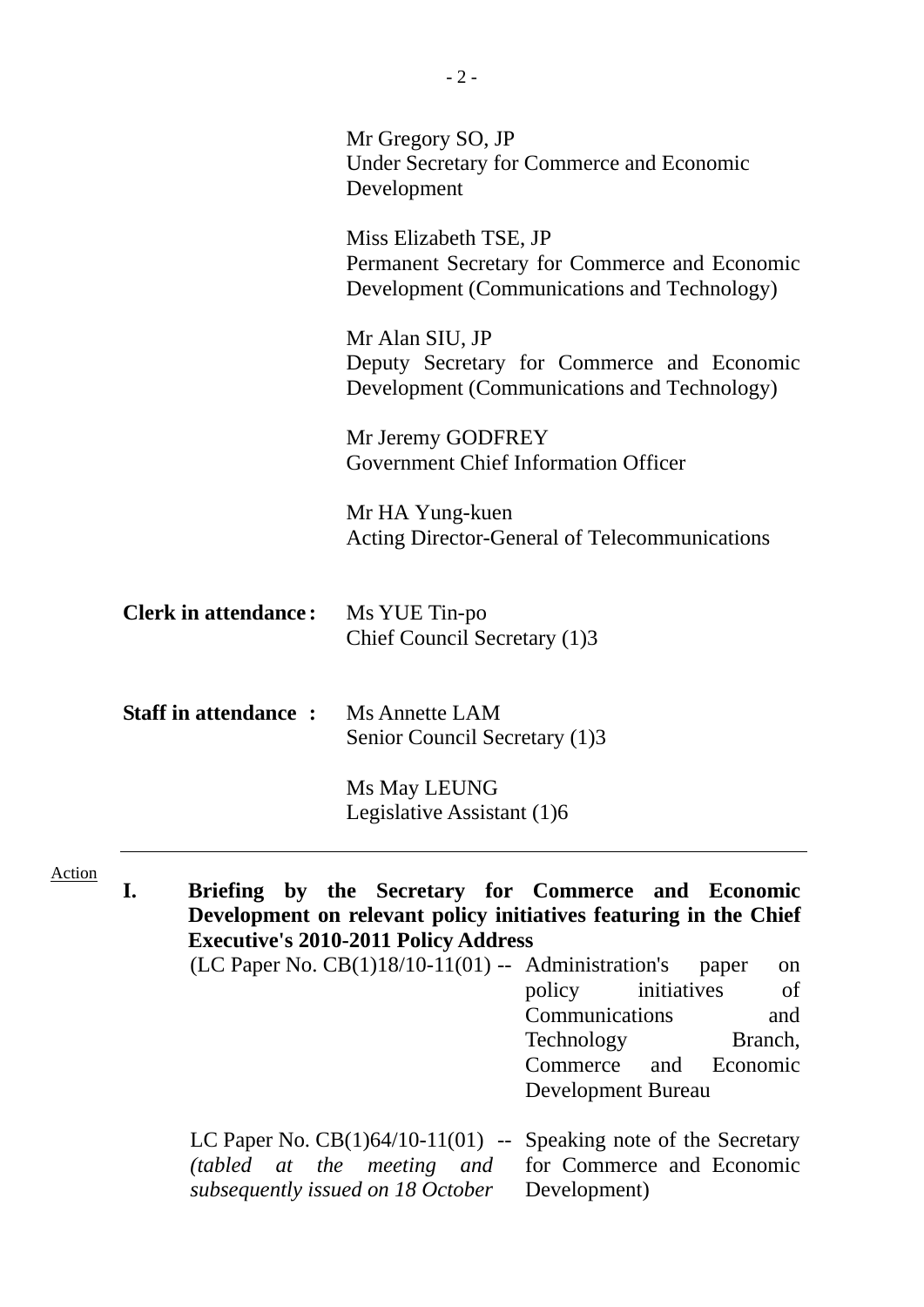Mr Gregory SO, JP
Under Secretary for Commerce and Economic Development

Miss Elizabeth TSE, JP
Permanent Secretary for Commerce and Economic Development (Communications and Technology)

Mr Alan SIU, JP
Deputy Secretary for Commerce and Economic Development (Communications and Technology)

Mr Jeremy GODFREY
Government Chief Information Officer

Mr HA Yung-kuen
Acting Director-General of Telecommunications

**Clerk in attendance:** Ms YUE Tin-po
Chief Council Secretary (1)3

**Staff in attendance :** Ms Annette LAM
Senior Council Secretary (1)3

Ms May LEUNG
Legislative Assistant (1)6

---

Action

**I. Briefing by the Secretary for Commerce and Economic Development on relevant policy initiatives featuring in the Chief Executive's 2010-2011 Policy Address**

(LC Paper No. CB(1)18/10-11(01) -- Administration's paper on policy initiatives of Communications and Technology Branch, Commerce and Economic Development Bureau

LC Paper No. CB(1)64/10-11(01) -- Speaking note of the Secretary *(tabled at the meeting and subsequently issued on 18 October* for Commerce and Economic Development)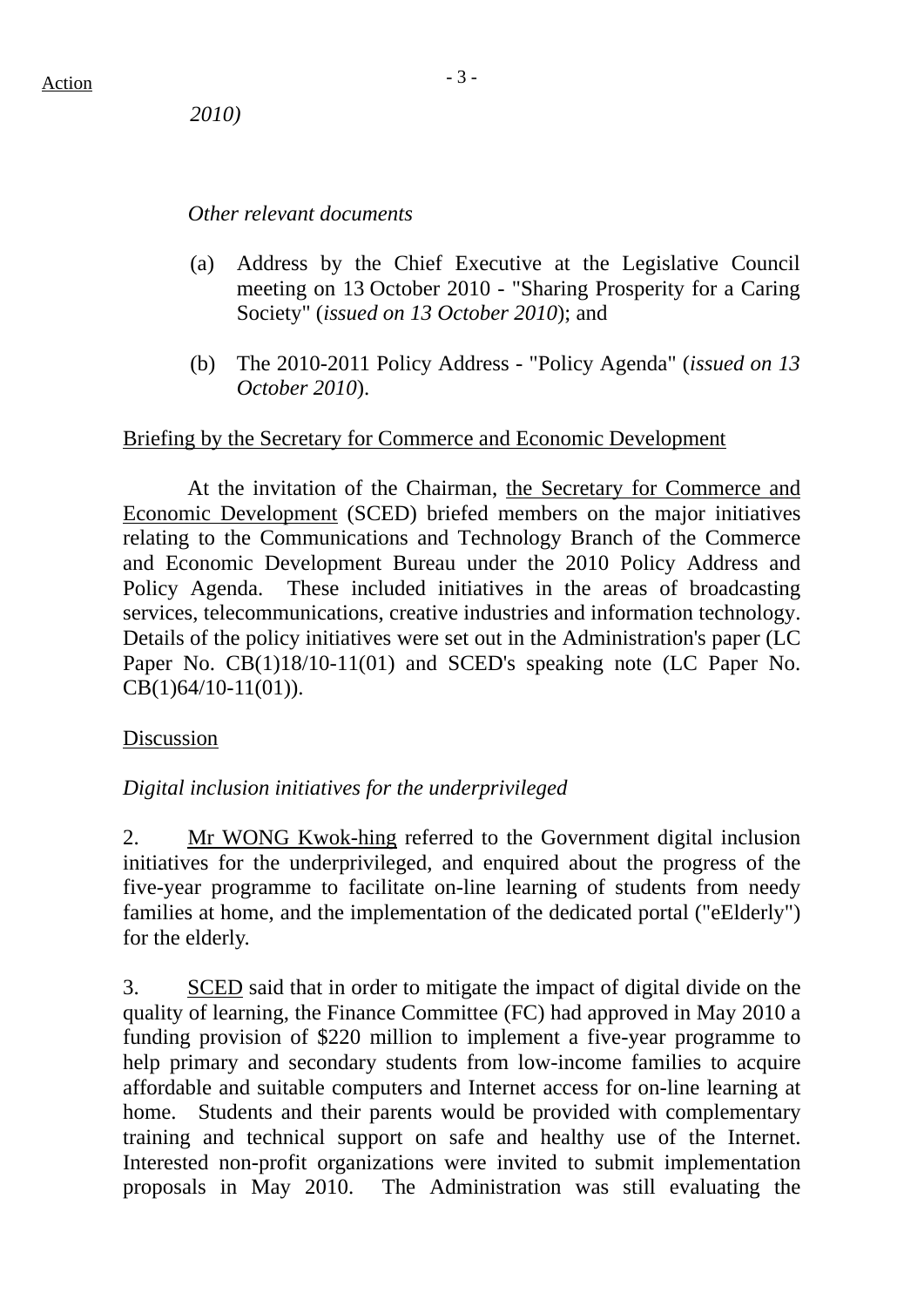*2010)*

*Other relevant documents*

(a) Address by the Chief Executive at the Legislative Council meeting on 13 October 2010 - "Sharing Prosperity for a Caring Society" (*issued on 13 October 2010*); and

(b) The 2010-2011 Policy Address - "Policy Agenda" (*issued on 13 October 2010*).

Briefing by the Secretary for Commerce and Economic Development

At the invitation of the Chairman, the Secretary for Commerce and Economic Development (SCED) briefed members on the major initiatives relating to the Communications and Technology Branch of the Commerce and Economic Development Bureau under the 2010 Policy Address and Policy Agenda. These included initiatives in the areas of broadcasting services, telecommunications, creative industries and information technology. Details of the policy initiatives were set out in the Administration's paper (LC Paper No. CB(1)18/10-11(01) and SCED's speaking note (LC Paper No. CB(1)64/10-11(01)).

Discussion

*Digital inclusion initiatives for the underprivileged*

2. Mr WONG Kwok-hing referred to the Government digital inclusion initiatives for the underprivileged, and enquired about the progress of the five-year programme to facilitate on-line learning of students from needy families at home, and the implementation of the dedicated portal ("eElderly") for the elderly.

3. SCED said that in order to mitigate the impact of digital divide on the quality of learning, the Finance Committee (FC) had approved in May 2010 a funding provision of $220 million to implement a five-year programme to help primary and secondary students from low-income families to acquire affordable and suitable computers and Internet access for on-line learning at home. Students and their parents would be provided with complementary training and technical support on safe and healthy use of the Internet. Interested non-profit organizations were invited to submit implementation proposals in May 2010. The Administration was still evaluating the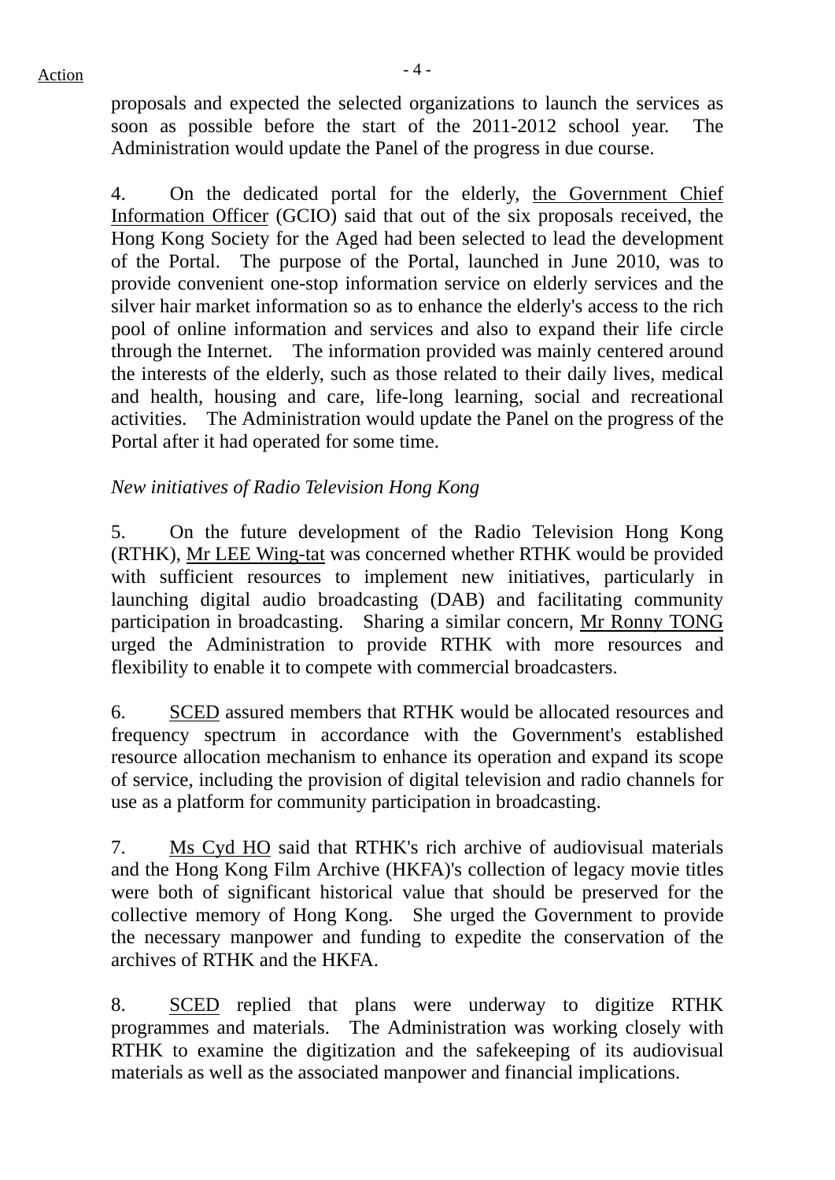proposals and expected the selected organizations to launch the services as soon as possible before the start of the 2011-2012 school year. The Administration would update the Panel of the progress in due course.

4. On the dedicated portal for the elderly, the Government Chief Information Officer (GCIO) said that out of the six proposals received, the Hong Kong Society for the Aged had been selected to lead the development of the Portal. The purpose of the Portal, launched in June 2010, was to provide convenient one-stop information service on elderly services and the silver hair market information so as to enhance the elderly's access to the rich pool of online information and services and also to expand their life circle through the Internet. The information provided was mainly centered around the interests of the elderly, such as those related to their daily lives, medical and health, housing and care, life-long learning, social and recreational activities. The Administration would update the Panel on the progress of the Portal after it had operated for some time.

*New initiatives of Radio Television Hong Kong*

5. On the future development of the Radio Television Hong Kong (RTHK), Mr LEE Wing-tat was concerned whether RTHK would be provided with sufficient resources to implement new initiatives, particularly in launching digital audio broadcasting (DAB) and facilitating community participation in broadcasting. Sharing a similar concern, Mr Ronny TONG urged the Administration to provide RTHK with more resources and flexibility to enable it to compete with commercial broadcasters.

6. SCED assured members that RTHK would be allocated resources and frequency spectrum in accordance with the Government's established resource allocation mechanism to enhance its operation and expand its scope of service, including the provision of digital television and radio channels for use as a platform for community participation in broadcasting.

7. Ms Cyd HO said that RTHK's rich archive of audiovisual materials and the Hong Kong Film Archive (HKFA)'s collection of legacy movie titles were both of significant historical value that should be preserved for the collective memory of Hong Kong. She urged the Government to provide the necessary manpower and funding to expedite the conservation of the archives of RTHK and the HKFA.

8. SCED replied that plans were underway to digitize RTHK programmes and materials. The Administration was working closely with RTHK to examine the digitization and the safekeeping of its audiovisual materials as well as the associated manpower and financial implications.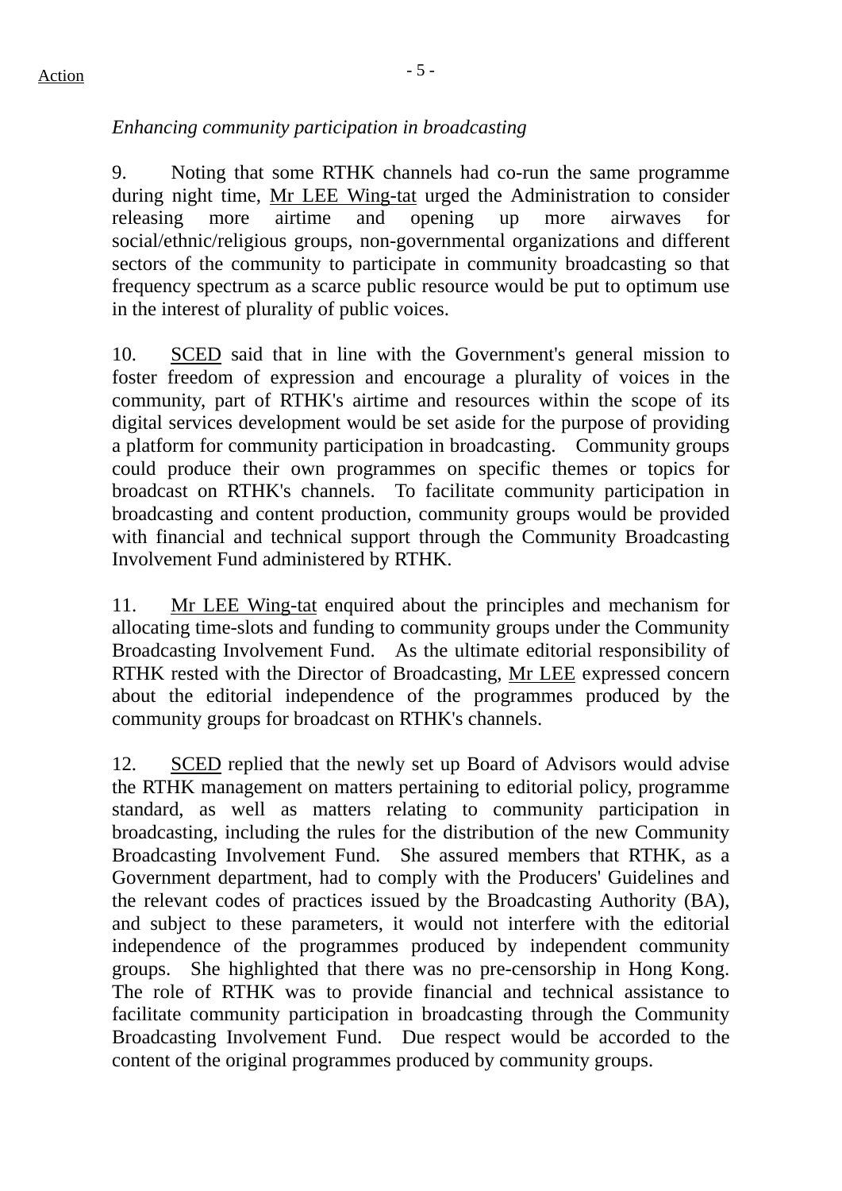*Enhancing community participation in broadcasting*

9. Noting that some RTHK channels had co-run the same programme during night time, Mr LEE Wing-tat urged the Administration to consider releasing more airtime and opening up more airwaves for social/ethnic/religious groups, non-governmental organizations and different sectors of the community to participate in community broadcasting so that frequency spectrum as a scarce public resource would be put to optimum use in the interest of plurality of public voices.

10. SCED said that in line with the Government's general mission to foster freedom of expression and encourage a plurality of voices in the community, part of RTHK's airtime and resources within the scope of its digital services development would be set aside for the purpose of providing a platform for community participation in broadcasting. Community groups could produce their own programmes on specific themes or topics for broadcast on RTHK's channels. To facilitate community participation in broadcasting and content production, community groups would be provided with financial and technical support through the Community Broadcasting Involvement Fund administered by RTHK.

11. Mr LEE Wing-tat enquired about the principles and mechanism for allocating time-slots and funding to community groups under the Community Broadcasting Involvement Fund. As the ultimate editorial responsibility of RTHK rested with the Director of Broadcasting, Mr LEE expressed concern about the editorial independence of the programmes produced by the community groups for broadcast on RTHK's channels.

12. SCED replied that the newly set up Board of Advisors would advise the RTHK management on matters pertaining to editorial policy, programme standard, as well as matters relating to community participation in broadcasting, including the rules for the distribution of the new Community Broadcasting Involvement Fund. She assured members that RTHK, as a Government department, had to comply with the Producers' Guidelines and the relevant codes of practices issued by the Broadcasting Authority (BA), and subject to these parameters, it would not interfere with the editorial independence of the programmes produced by independent community groups. She highlighted that there was no pre-censorship in Hong Kong. The role of RTHK was to provide financial and technical assistance to facilitate community participation in broadcasting through the Community Broadcasting Involvement Fund. Due respect would be accorded to the content of the original programmes produced by community groups.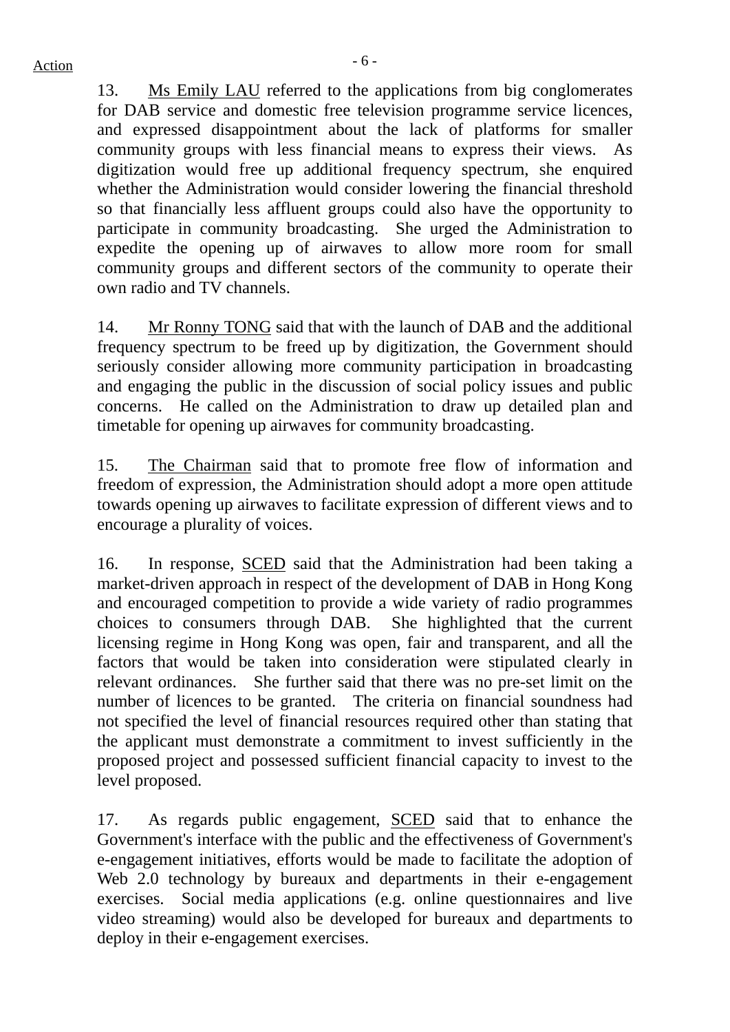13. Ms Emily LAU referred to the applications from big conglomerates for DAB service and domestic free television programme service licences, and expressed disappointment about the lack of platforms for smaller community groups with less financial means to express their views. As digitization would free up additional frequency spectrum, she enquired whether the Administration would consider lowering the financial threshold so that financially less affluent groups could also have the opportunity to participate in community broadcasting. She urged the Administration to expedite the opening up of airwaves to allow more room for small community groups and different sectors of the community to operate their own radio and TV channels.

14. Mr Ronny TONG said that with the launch of DAB and the additional frequency spectrum to be freed up by digitization, the Government should seriously consider allowing more community participation in broadcasting and engaging the public in the discussion of social policy issues and public concerns. He called on the Administration to draw up detailed plan and timetable for opening up airwaves for community broadcasting.

15. The Chairman said that to promote free flow of information and freedom of expression, the Administration should adopt a more open attitude towards opening up airwaves to facilitate expression of different views and to encourage a plurality of voices.

16. In response, SCED said that the Administration had been taking a market-driven approach in respect of the development of DAB in Hong Kong and encouraged competition to provide a wide variety of radio programmes choices to consumers through DAB. She highlighted that the current licensing regime in Hong Kong was open, fair and transparent, and all the factors that would be taken into consideration were stipulated clearly in relevant ordinances. She further said that there was no pre-set limit on the number of licences to be granted. The criteria on financial soundness had not specified the level of financial resources required other than stating that the applicant must demonstrate a commitment to invest sufficiently in the proposed project and possessed sufficient financial capacity to invest to the level proposed.

17. As regards public engagement, SCED said that to enhance the Government's interface with the public and the effectiveness of Government's e-engagement initiatives, efforts would be made to facilitate the adoption of Web 2.0 technology by bureaux and departments in their e-engagement exercises. Social media applications (e.g. online questionnaires and live video streaming) would also be developed for bureaux and departments to deploy in their e-engagement exercises.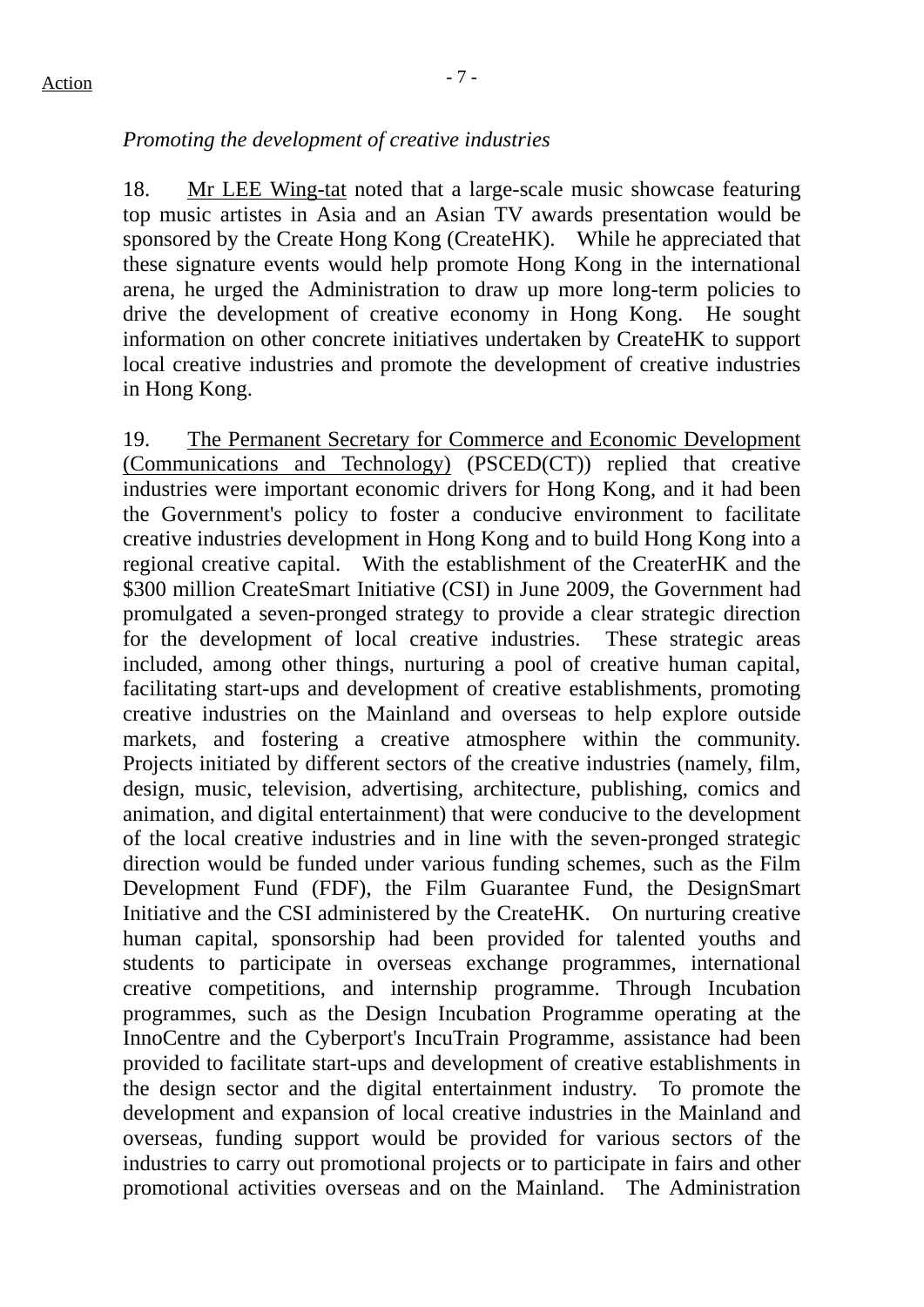*Promoting the development of creative industries*

18. Mr LEE Wing-tat noted that a large-scale music showcase featuring top music artistes in Asia and an Asian TV awards presentation would be sponsored by the Create Hong Kong (CreateHK). While he appreciated that these signature events would help promote Hong Kong in the international arena, he urged the Administration to draw up more long-term policies to drive the development of creative economy in Hong Kong. He sought information on other concrete initiatives undertaken by CreateHK to support local creative industries and promote the development of creative industries in Hong Kong.

19. The Permanent Secretary for Commerce and Economic Development (Communications and Technology) (PSCED(CT)) replied that creative industries were important economic drivers for Hong Kong, and it had been the Government's policy to foster a conducive environment to facilitate creative industries development in Hong Kong and to build Hong Kong into a regional creative capital. With the establishment of the CreaterHK and the $300 million CreateSmart Initiative (CSI) in June 2009, the Government had promulgated a seven-pronged strategy to provide a clear strategic direction for the development of local creative industries. These strategic areas included, among other things, nurturing a pool of creative human capital, facilitating start-ups and development of creative establishments, promoting creative industries on the Mainland and overseas to help explore outside markets, and fostering a creative atmosphere within the community. Projects initiated by different sectors of the creative industries (namely, film, design, music, television, advertising, architecture, publishing, comics and animation, and digital entertainment) that were conducive to the development of the local creative industries and in line with the seven-pronged strategic direction would be funded under various funding schemes, such as the Film Development Fund (FDF), the Film Guarantee Fund, the DesignSmart Initiative and the CSI administered by the CreateHK. On nurturing creative human capital, sponsorship had been provided for talented youths and students to participate in overseas exchange programmes, international creative competitions, and internship programme. Through Incubation programmes, such as the Design Incubation Programme operating at the InnoCentre and the Cyberport's IncuTrain Programme, assistance had been provided to facilitate start-ups and development of creative establishments in the design sector and the digital entertainment industry. To promote the development and expansion of local creative industries in the Mainland and overseas, funding support would be provided for various sectors of the industries to carry out promotional projects or to participate in fairs and other promotional activities overseas and on the Mainland. The Administration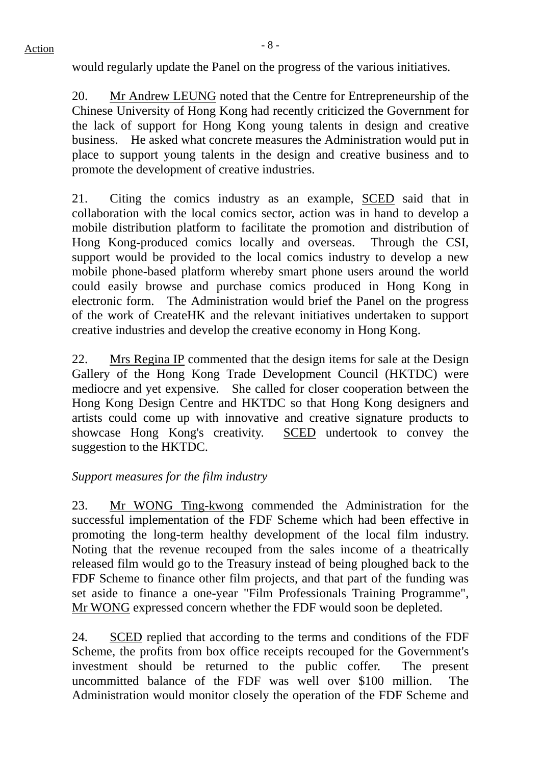would regularly update the Panel on the progress of the various initiatives.

20. Mr Andrew LEUNG noted that the Centre for Entrepreneurship of the Chinese University of Hong Kong had recently criticized the Government for the lack of support for Hong Kong young talents in design and creative business. He asked what concrete measures the Administration would put in place to support young talents in the design and creative business and to promote the development of creative industries.

21. Citing the comics industry as an example, SCED said that in collaboration with the local comics sector, action was in hand to develop a mobile distribution platform to facilitate the promotion and distribution of Hong Kong-produced comics locally and overseas. Through the CSI, support would be provided to the local comics industry to develop a new mobile phone-based platform whereby smart phone users around the world could easily browse and purchase comics produced in Hong Kong in electronic form. The Administration would brief the Panel on the progress of the work of CreateHK and the relevant initiatives undertaken to support creative industries and develop the creative economy in Hong Kong.

22. Mrs Regina IP commented that the design items for sale at the Design Gallery of the Hong Kong Trade Development Council (HKTDC) were mediocre and yet expensive. She called for closer cooperation between the Hong Kong Design Centre and HKTDC so that Hong Kong designers and artists could come up with innovative and creative signature products to showcase Hong Kong's creativity. SCED undertook to convey the suggestion to the HKTDC.

*Support measures for the film industry*

23. Mr WONG Ting-kwong commended the Administration for the successful implementation of the FDF Scheme which had been effective in promoting the long-term healthy development of the local film industry. Noting that the revenue recouped from the sales income of a theatrically released film would go to the Treasury instead of being ploughed back to the FDF Scheme to finance other film projects, and that part of the funding was set aside to finance a one-year "Film Professionals Training Programme", Mr WONG expressed concern whether the FDF would soon be depleted.

24. SCED replied that according to the terms and conditions of the FDF Scheme, the profits from box office receipts recouped for the Government's investment should be returned to the public coffer. The present uncommitted balance of the FDF was well over $100 million. The Administration would monitor closely the operation of the FDF Scheme and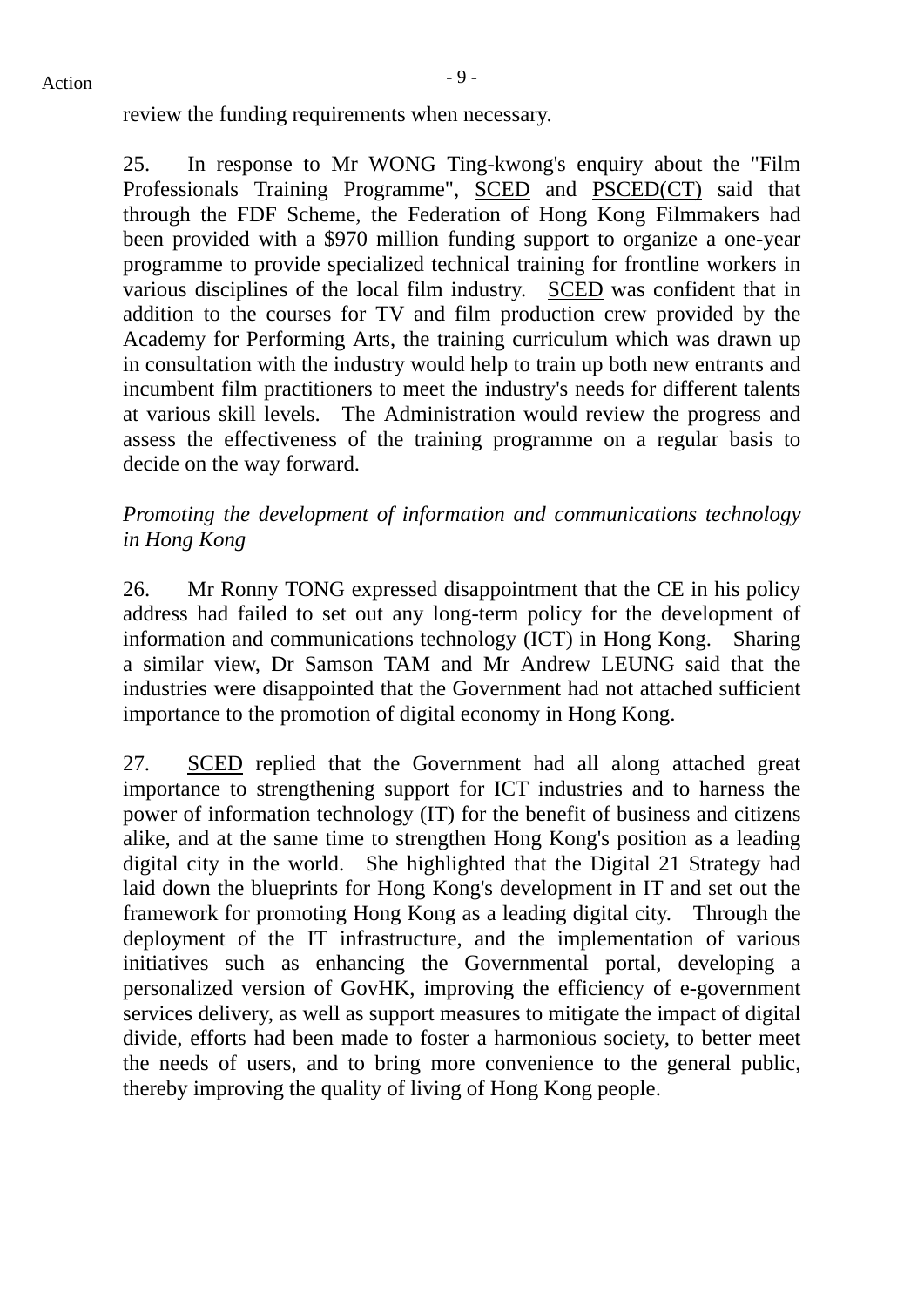review the funding requirements when necessary.

25. In response to Mr WONG Ting-kwong's enquiry about the "Film Professionals Training Programme", SCED and PSCED(CT) said that through the FDF Scheme, the Federation of Hong Kong Filmmakers had been provided with a $970 million funding support to organize a one-year programme to provide specialized technical training for frontline workers in various disciplines of the local film industry. SCED was confident that in addition to the courses for TV and film production crew provided by the Academy for Performing Arts, the training curriculum which was drawn up in consultation with the industry would help to train up both new entrants and incumbent film practitioners to meet the industry's needs for different talents at various skill levels. The Administration would review the progress and assess the effectiveness of the training programme on a regular basis to decide on the way forward.

*Promoting the development of information and communications technology in Hong Kong*

26. Mr Ronny TONG expressed disappointment that the CE in his policy address had failed to set out any long-term policy for the development of information and communications technology (ICT) in Hong Kong. Sharing a similar view, Dr Samson TAM and Mr Andrew LEUNG said that the industries were disappointed that the Government had not attached sufficient importance to the promotion of digital economy in Hong Kong.

27. SCED replied that the Government had all along attached great importance to strengthening support for ICT industries and to harness the power of information technology (IT) for the benefit of business and citizens alike, and at the same time to strengthen Hong Kong's position as a leading digital city in the world. She highlighted that the Digital 21 Strategy had laid down the blueprints for Hong Kong's development in IT and set out the framework for promoting Hong Kong as a leading digital city. Through the deployment of the IT infrastructure, and the implementation of various initiatives such as enhancing the Governmental portal, developing a personalized version of GovHK, improving the efficiency of e-government services delivery, as well as support measures to mitigate the impact of digital divide, efforts had been made to foster a harmonious society, to better meet the needs of users, and to bring more convenience to the general public, thereby improving the quality of living of Hong Kong people.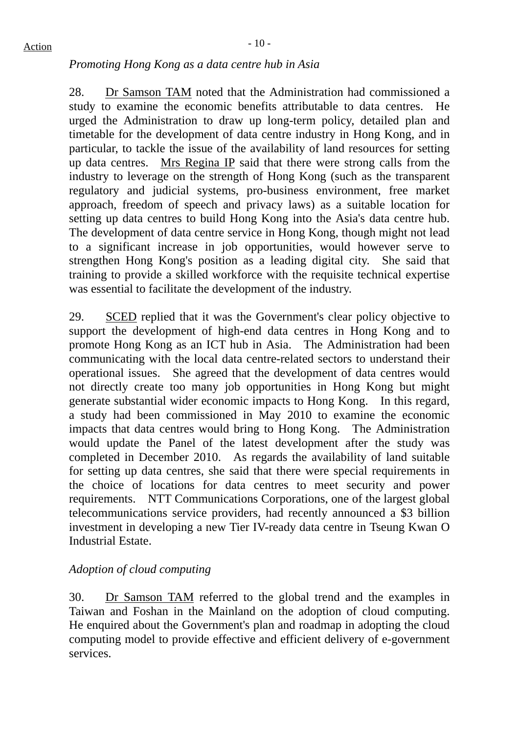*Promoting Hong Kong as a data centre hub in Asia*

28. Dr Samson TAM noted that the Administration had commissioned a study to examine the economic benefits attributable to data centres. He urged the Administration to draw up long-term policy, detailed plan and timetable for the development of data centre industry in Hong Kong, and in particular, to tackle the issue of the availability of land resources for setting up data centres. Mrs Regina IP said that there were strong calls from the industry to leverage on the strength of Hong Kong (such as the transparent regulatory and judicial systems, pro-business environment, free market approach, freedom of speech and privacy laws) as a suitable location for setting up data centres to build Hong Kong into the Asia's data centre hub. The development of data centre service in Hong Kong, though might not lead to a significant increase in job opportunities, would however serve to strengthen Hong Kong's position as a leading digital city. She said that training to provide a skilled workforce with the requisite technical expertise was essential to facilitate the development of the industry.

29. SCED replied that it was the Government's clear policy objective to support the development of high-end data centres in Hong Kong and to promote Hong Kong as an ICT hub in Asia. The Administration had been communicating with the local data centre-related sectors to understand their operational issues. She agreed that the development of data centres would not directly create too many job opportunities in Hong Kong but might generate substantial wider economic impacts to Hong Kong. In this regard, a study had been commissioned in May 2010 to examine the economic impacts that data centres would bring to Hong Kong. The Administration would update the Panel of the latest development after the study was completed in December 2010. As regards the availability of land suitable for setting up data centres, she said that there were special requirements in the choice of locations for data centres to meet security and power requirements. NTT Communications Corporations, one of the largest global telecommunications service providers, had recently announced a $3 billion investment in developing a new Tier IV-ready data centre in Tseung Kwan O Industrial Estate.

*Adoption of cloud computing*

30. Dr Samson TAM referred to the global trend and the examples in Taiwan and Foshan in the Mainland on the adoption of cloud computing. He enquired about the Government's plan and roadmap in adopting the cloud computing model to provide effective and efficient delivery of e-government services.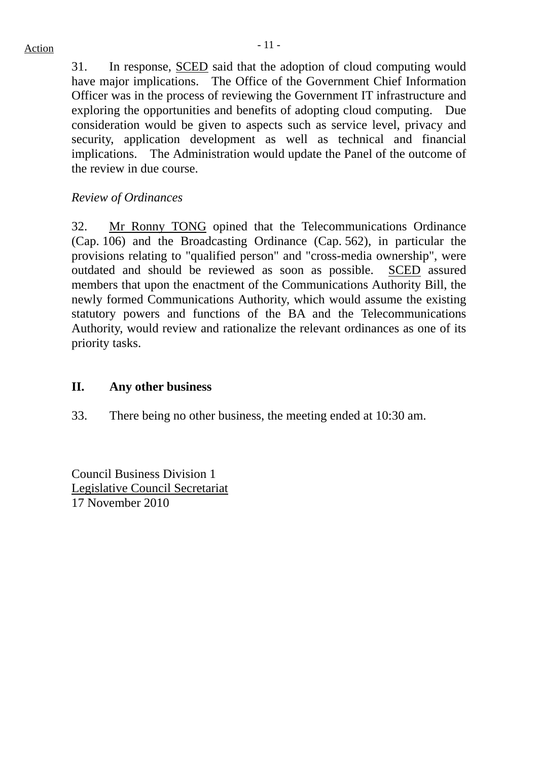Action

31. In response, SCED said that the adoption of cloud computing would have major implications. The Office of the Government Chief Information Officer was in the process of reviewing the Government IT infrastructure and exploring the opportunities and benefits of adopting cloud computing. Due consideration would be given to aspects such as service level, privacy and security, application development as well as technical and financial implications. The Administration would update the Panel of the outcome of the review in due course.

*Review of Ordinances*

32. Mr Ronny TONG opined that the Telecommunications Ordinance (Cap. 106) and the Broadcasting Ordinance (Cap. 562), in particular the provisions relating to "qualified person" and "cross-media ownership", were outdated and should be reviewed as soon as possible. SCED assured members that upon the enactment of the Communications Authority Bill, the newly formed Communications Authority, which would assume the existing statutory powers and functions of the BA and the Telecommunications Authority, would review and rationalize the relevant ordinances as one of its priority tasks.

## II. Any other business

33. There being no other business, the meeting ended at 10:30 am.

Council Business Division 1
Legislative Council Secretariat
17 November 2010